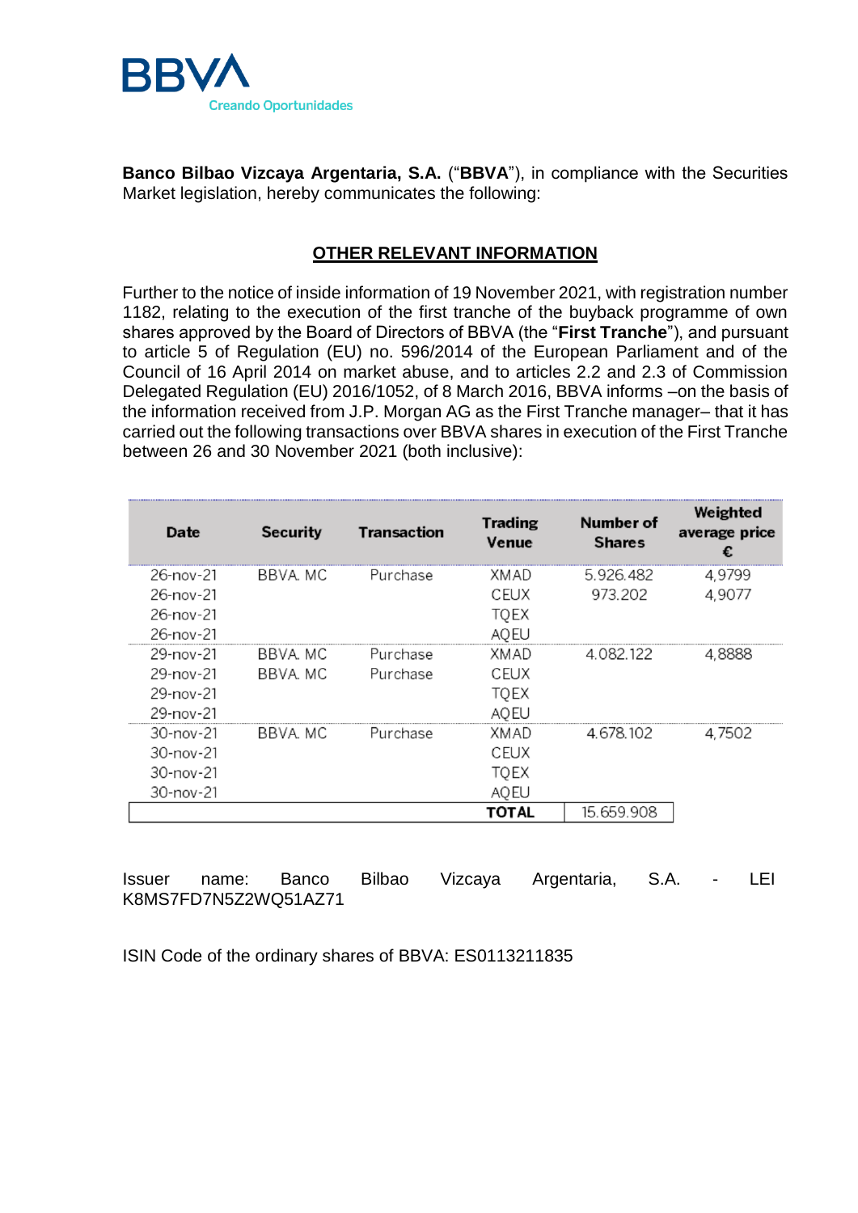**Banco Bilbao Vizcaya Argentaria, S.A.** ("**BBVA**"), in compliance with the Securities Market legislation, hereby communicates the following:

## OTHER RELEVANT INFORMATION

Further to the notice of inside information of 19 November 2021, with registration number 1182, relating to the execution of the first tranche of the buyback programme of own shares approved by the Board of Directors of BBVA (the "**First Tranche**"), and pursuant to article 5 of Regulation (EU) no. 596/2014 of the European Parliament and of the Council of 16 April 2014 on market abuse, and to articles 2.2 and 2.3 of Commission Delegated Regulation (EU) 2016/1052, of 8 March 2016, BBVA informs –on the basis of the information received from J.P. Morgan AG as the First Tranche manager– that it has carried out the following transactions over BBVA shares in execution of the First Tranche between 26 and 30 November 2021 (both inclusive):

| Date | Security | Transaction | Trading Venue | Number of Shares | Weighted average price € |
|---|---|---|---|---|---|
| 26-nov-21 | BBVA. MC | Purchase | XMAD | 5.926.482 | 4,9799 |
| 26-nov-21 | | | CEUX | 973.202 | 4,9077 |
| 26-nov-21 | | | TQEX | | |
| 26-nov-21 | | | AQEU | | |
| 29-nov-21 | BBVA. MC | Purchase | XMAD | 4.082.122 | 4,8888 |
| 29-nov-21 | BBVA. MC | Purchase | CEUX | | |
| 29-nov-21 | | | TQEX | | |
| 29-nov-21 | | | AQEU | | |
| 30-nov-21 | BBVA. MC | Purchase | XMAD | 4.678.102 | 4,7502 |
| 30-nov-21 | | | CEUX | | |
| 30-nov-21 | | | TQEX | | |
| 30-nov-21 | | | AQEU | | |
| | | | **TOTAL** | 15.659.908 | |

Issuer name: Banco Bilbao Vizcaya Argentaria, S.A. - LEI K8MS7FD7N5Z2WQ51AZ71

ISIN Code of the ordinary shares of BBVA: ES0113211835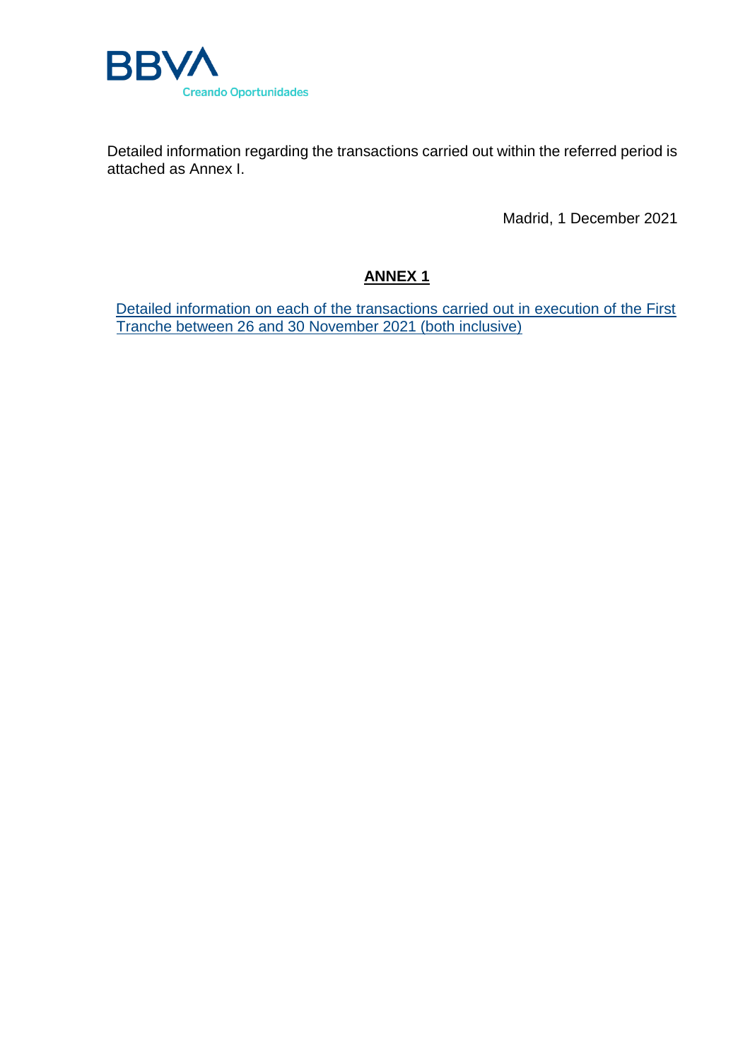Detailed information regarding the transactions carried out within the referred period is attached as Annex I.

Madrid, 1 December 2021

## ANNEX 1

Detailed information on each of the transactions carried out in execution of the First Tranche between 26 and 30 November 2021 (both inclusive)